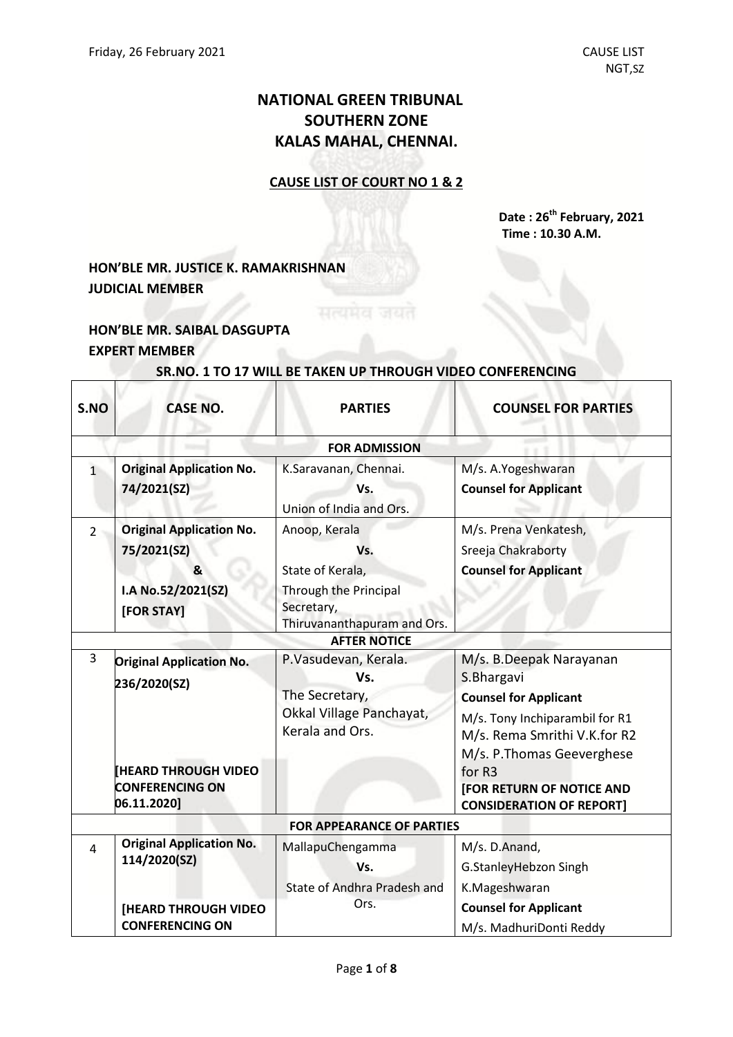Friday, 26 February 2021 | CAUSE LIST NGT,SZ

# NATIONAL GREEN TRIBUNAL
# SOUTHERN ZONE
# KALAS MAHAL, CHENNAI.

## CAUSE LIST OF COURT NO 1 & 2

**Date : 26th February, 2021**
**Time : 10.30 A.M.**

**HON'BLE MR. JUSTICE K. RAMAKRISHNAN**
**JUDICIAL MEMBER**

**HON'BLE MR. SAIBAL DASGUPTA**
**EXPERT MEMBER**

**SR.NO. 1 TO 17 WILL BE TAKEN UP THROUGH VIDEO CONFERENCING**

| S.NO | CASE NO. | PARTIES | COUNSEL FOR PARTIES |
|---|---|---|---|
| | | **FOR ADMISSION** | |
| 1 | **Original Application No. 74/2021(SZ)** | K.Saravanan, Chennai. **Vs.** Union of India and Ors. | M/s. A.Yogeshwaran **Counsel for Applicant** |
| 2 | **Original Application No. 75/2021(SZ) & I.A No.52/2021(SZ) [FOR STAY]** | Anoop, Kerala **Vs.** State of Kerala, Through the Principal Secretary, Thiruvananthapuram and Ors. | M/s. Prena Venkatesh, Sreeja Chakraborty **Counsel for Applicant** |
| | | **AFTER NOTICE** | |
| 3 | **Original Application No. 236/2020(SZ)** **[HEARD THROUGH VIDEO CONFERENCING ON 06.11.2020]** | P.Vasudevan, Kerala. **Vs.** The Secretary, Okkal Village Panchayat, Kerala and Ors. | M/s. B.Deepak Narayanan S.Bhargavi **Counsel for Applicant** M/s. Tony Inchiparambil for R1 M/s. Rema Smrithi V.K.for R2 M/s. P.Thomas Geeverghese for R3 **[FOR RETURN OF NOTICE AND CONSIDERATION OF REPORT]** |
| | | **FOR APPEARANCE OF PARTIES** | |
| 4 | **Original Application No. 114/2020(SZ)** **[HEARD THROUGH VIDEO CONFERENCING ON** | MallapuChengamma **Vs.** State of Andhra Pradesh and Ors. | M/s. D.Anand, G.StanleyHebzon Singh K.Mageshwaran **Counsel for Applicant** M/s. MadhuriDonti Reddy |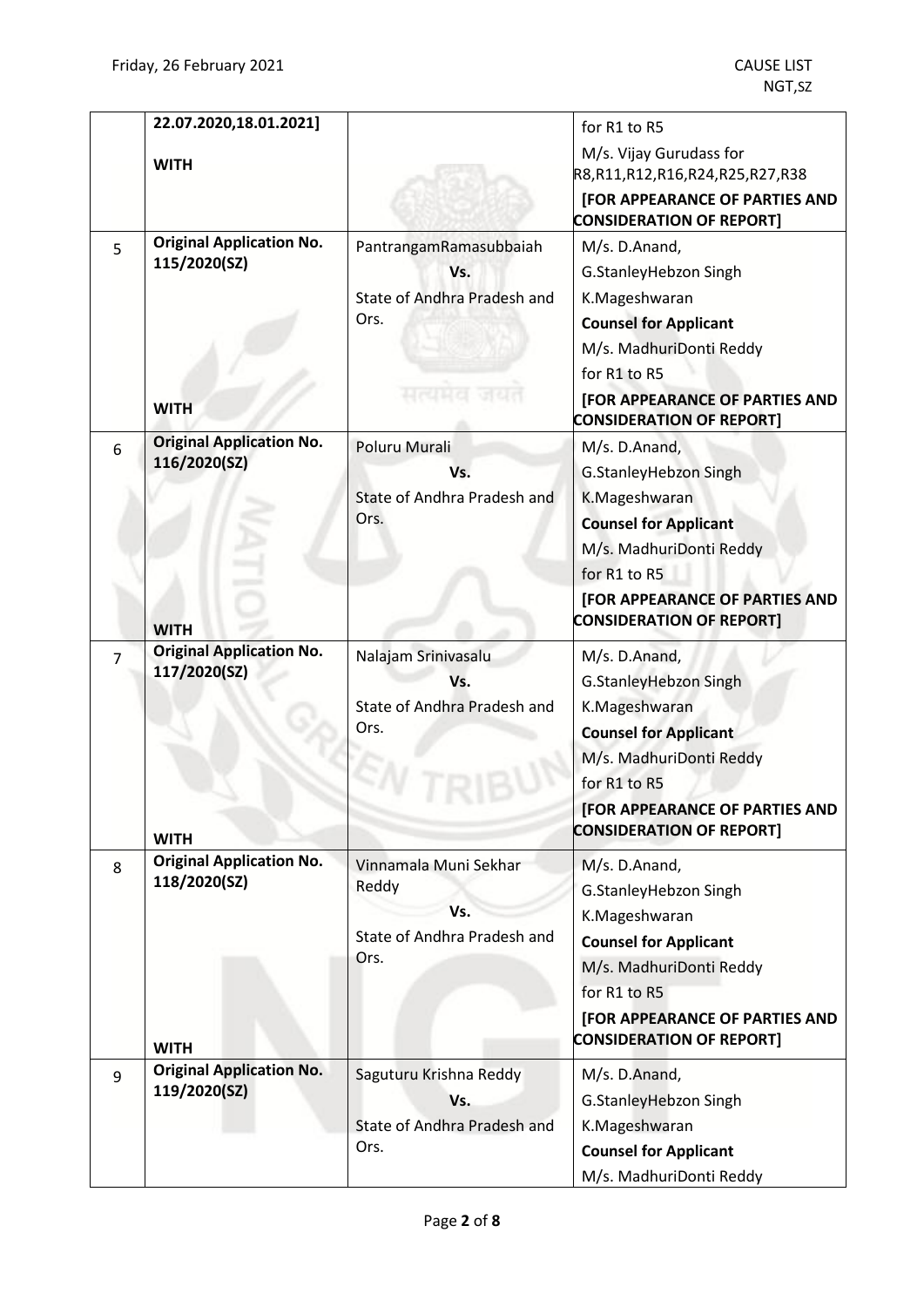| | | | |
|---|---|---|---|
| | 22.07.2020,18.01.2021]<br><br>**WITH** | | for R1 to R5<br>M/s. Vijay Gurudass for R8,R11,R12,R16,R24,R25,R27,R38<br>**[FOR APPEARANCE OF PARTIES AND CONSIDERATION OF REPORT]** |
| 5 | **Original Application No. 115/2020(SZ)**<br><br>**WITH** | PantrangamRamasubbaiah<br>**Vs.**<br>State of Andhra Pradesh and Ors. | M/s. D.Anand,<br>G.StanleyHebzon Singh<br>K.Mageshwaran<br>**Counsel for Applicant**<br>M/s. MadhuriDonti Reddy<br>for R1 to R5<br>**[FOR APPEARANCE OF PARTIES AND CONSIDERATION OF REPORT]** |
| 6 | **Original Application No. 116/2020(SZ)**<br><br>**WITH** | Poluru Murali<br>**Vs.**<br>State of Andhra Pradesh and Ors. | M/s. D.Anand,<br>G.StanleyHebzon Singh<br>K.Mageshwaran<br>**Counsel for Applicant**<br>M/s. MadhuriDonti Reddy<br>for R1 to R5<br>**[FOR APPEARANCE OF PARTIES AND CONSIDERATION OF REPORT]** |
| 7 | **Original Application No. 117/2020(SZ)**<br><br>**WITH** | Nalajam Srinivasalu<br>**Vs.**<br>State of Andhra Pradesh and Ors. | M/s. D.Anand,<br>G.StanleyHebzon Singh<br>K.Mageshwaran<br>**Counsel for Applicant**<br>M/s. MadhuriDonti Reddy<br>for R1 to R5<br>**[FOR APPEARANCE OF PARTIES AND CONSIDERATION OF REPORT]** |
| 8 | **Original Application No. 118/2020(SZ)**<br><br>**WITH** | Vinnamala Muni Sekhar Reddy<br>**Vs.**<br>State of Andhra Pradesh and Ors. | M/s. D.Anand,<br>G.StanleyHebzon Singh<br>K.Mageshwaran<br>**Counsel for Applicant**<br>M/s. MadhuriDonti Reddy<br>for R1 to R5<br>**[FOR APPEARANCE OF PARTIES AND CONSIDERATION OF REPORT]** |
| 9 | **Original Application No. 119/2020(SZ)** | Saguturu Krishna Reddy<br>**Vs.**<br>State of Andhra Pradesh and Ors. | M/s. D.Anand,<br>G.StanleyHebzon Singh<br>K.Mageshwaran<br>**Counsel for Applicant**<br>M/s. MadhuriDonti Reddy |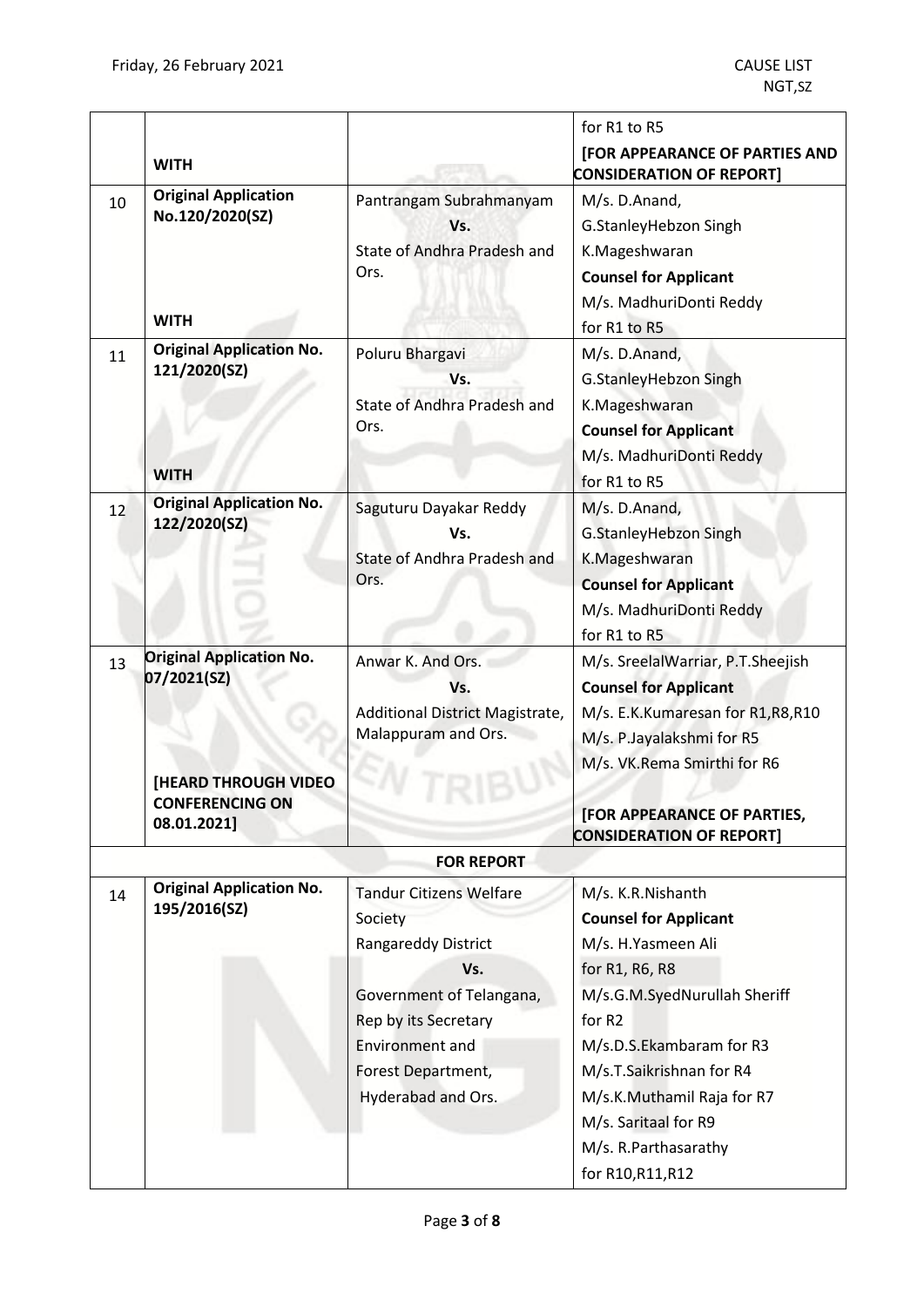| | | | |
|---|---|---|---|
| | **WITH** | | for R1 to R5 **[FOR APPEARANCE OF PARTIES AND CONSIDERATION OF REPORT]** |
| 10 | **Original Application No.120/2020(SZ)** **WITH** | Pantrangam Subrahmanyam **Vs.** State of Andhra Pradesh and Ors. | M/s. D.Anand, G.StanleyHebzon Singh K.Mageshwaran **Counsel for Applicant** M/s. MadhuriDonti Reddy for R1 to R5 |
| 11 | **Original Application No. 121/2020(SZ)** **WITH** | Poluru Bhargavi **Vs.** State of Andhra Pradesh and Ors. | M/s. D.Anand, G.StanleyHebzon Singh K.Mageshwaran **Counsel for Applicant** M/s. MadhuriDonti Reddy for R1 to R5 |
| 12 | **Original Application No. 122/2020(SZ)** | Saguturu Dayakar Reddy **Vs.** State of Andhra Pradesh and Ors. | M/s. D.Anand, G.StanleyHebzon Singh K.Mageshwaran **Counsel for Applicant** M/s. MadhuriDonti Reddy for R1 to R5 |
| 13 | **Original Application No. 07/2021(SZ)** **[HEARD THROUGH VIDEO CONFERENCING ON 08.01.2021]** | Anwar K. And Ors. **Vs.** Additional District Magistrate, Malappuram and Ors. | M/s. SreelalWarriar, P.T.Sheejish **Counsel for Applicant** M/s. E.K.Kumaresan for R1,R8,R10 M/s. P.Jayalakshmi for R5 M/s. VK.Rema Smirthi for R6 **[FOR APPEARANCE OF PARTIES, CONSIDERATION OF REPORT]** |
| | | **FOR REPORT** | |
| 14 | **Original Application No. 195/2016(SZ)** | Tandur Citizens Welfare Society Rangareddy District **Vs.** Government of Telangana, Rep by its Secretary Environment and Forest Department, Hyderabad and Ors. | M/s. K.R.Nishanth **Counsel for Applicant** M/s. H.Yasmeen Ali for R1, R6, R8 M/s.G.M.SyedNurullah Sheriff for R2 M/s.D.S.Ekambaram for R3 M/s.T.Saikrishnan for R4 M/s.K.Muthamil Raja for R7 M/s. Saritaal for R9 M/s. R.Parthasarathy for R10,R11,R12 |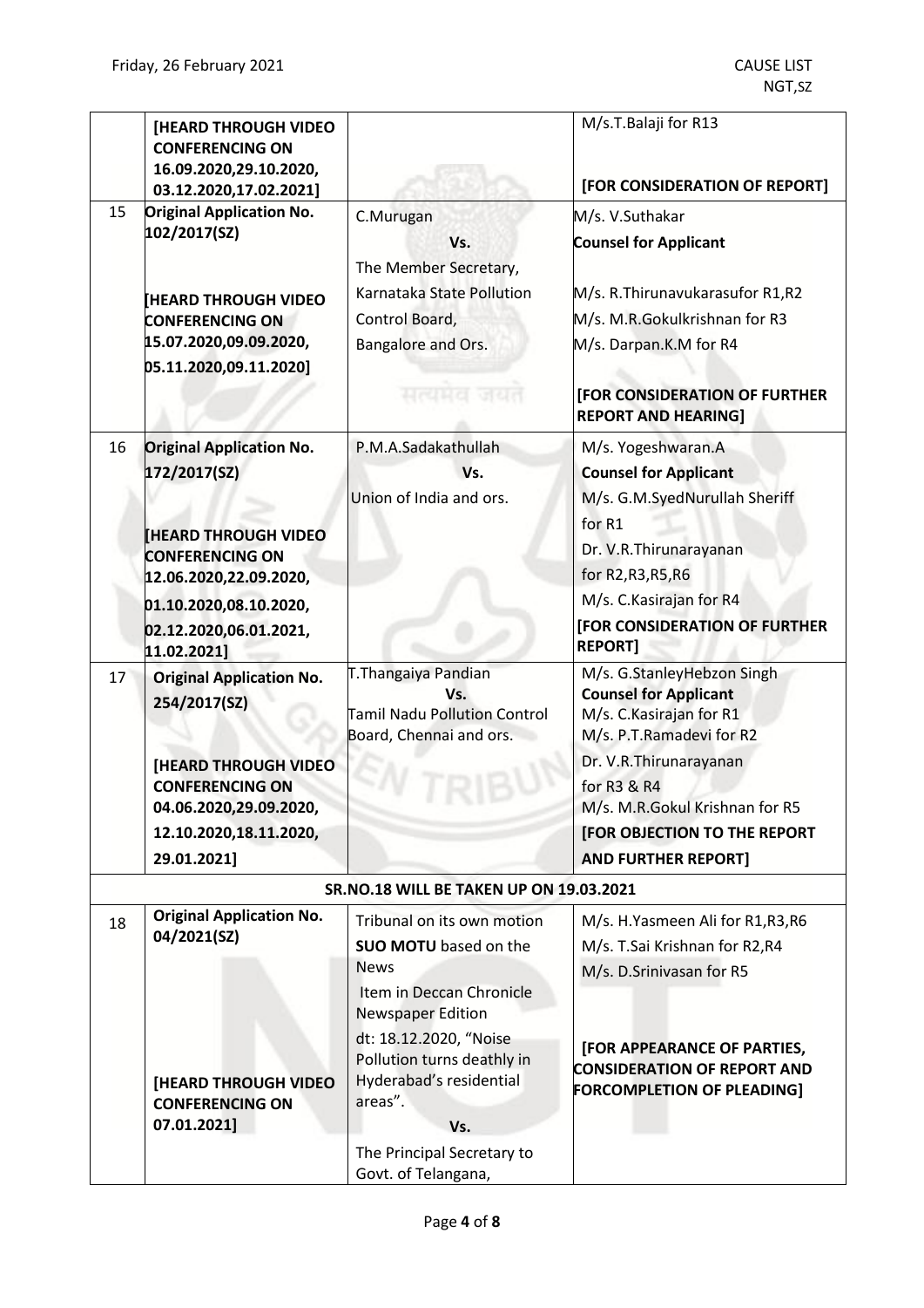| | | | |
|---|---|---|---|
| | [HEARD THROUGH VIDEO CONFERENCING ON 16.09.2020,29.10.2020, 03.12.2020,17.02.2021] | | M/s.T.Balaji for R13<br><br>**[FOR CONSIDERATION OF REPORT]** |
| 15 | **Original Application No. 102/2017(SZ)**<br><br>**[HEARD THROUGH VIDEO CONFERENCING ON 15.07.2020,09.09.2020, 05.11.2020,09.11.2020]** | C.Murugan<br>**Vs.**<br>The Member Secretary, Karnataka State Pollution Control Board, Bangalore and Ors. | M/s. V.Suthakar<br>**Counsel for Applicant**<br><br>M/s. R.Thirunavukarasufor R1,R2<br>M/s. M.R.Gokulkrishnan for R3<br>M/s. Darpan.K.M for R4<br><br>**[FOR CONSIDERATION OF FURTHER REPORT AND HEARING]** |
| 16 | **Original Application No. 172/2017(SZ)**<br><br>**[HEARD THROUGH VIDEO CONFERENCING ON 12.06.2020,22.09.2020, 01.10.2020,08.10.2020, 02.12.2020,06.01.2021, 11.02.2021]** | P.M.A.Sadakathullah<br>**Vs.**<br>Union of India and ors. | M/s. Yogeshwaran.A<br>**Counsel for Applicant**<br>M/s. G.M.SyedNurullah Sheriff for R1<br>Dr. V.R.Thirunarayanan for R2,R3,R5,R6<br>M/s. C.Kasirajan for R4<br>**[FOR CONSIDERATION OF FURTHER REPORT]** |
| 17 | **Original Application No. 254/2017(SZ)**<br><br>**[HEARD THROUGH VIDEO CONFERENCING ON 04.06.2020,29.09.2020, 12.10.2020,18.11.2020, 29.01.2021]** | T.Thangaiya Pandian<br>**Vs.**<br>Tamil Nadu Pollution Control Board, Chennai and ors. | M/s. G.StanleyHebzon Singh<br>**Counsel for Applicant**<br>M/s. C.Kasirajan for R1<br>M/s. P.T.Ramadevi for R2<br>Dr. V.R.Thirunarayanan for R3 & R4<br>M/s. M.R.Gokul Krishnan for R5<br>**[FOR OBJECTION TO THE REPORT AND FURTHER REPORT]** |
| | | **SR.NO.18 WILL BE TAKEN UP ON 19.03.2021** | |
| 18 | **Original Application No. 04/2021(SZ)**<br><br>**[HEARD THROUGH VIDEO CONFERENCING ON 07.01.2021]** | Tribunal on its own motion<br>**SUO MOTU** based on the News Item in Deccan Chronicle Newspaper Edition dt: 18.12.2020, "Noise Pollution turns deathly in Hyderabad's residential areas".<br>**Vs.**<br>The Principal Secretary to Govt. of Telangana, | M/s. H.Yasmeen Ali for R1,R3,R6<br>M/s. T.Sai Krishnan for R2,R4<br>M/s. D.Srinivasan for R5<br><br>**[FOR APPEARANCE OF PARTIES, CONSIDERATION OF REPORT AND FORCOMPLETION OF PLEADING]** |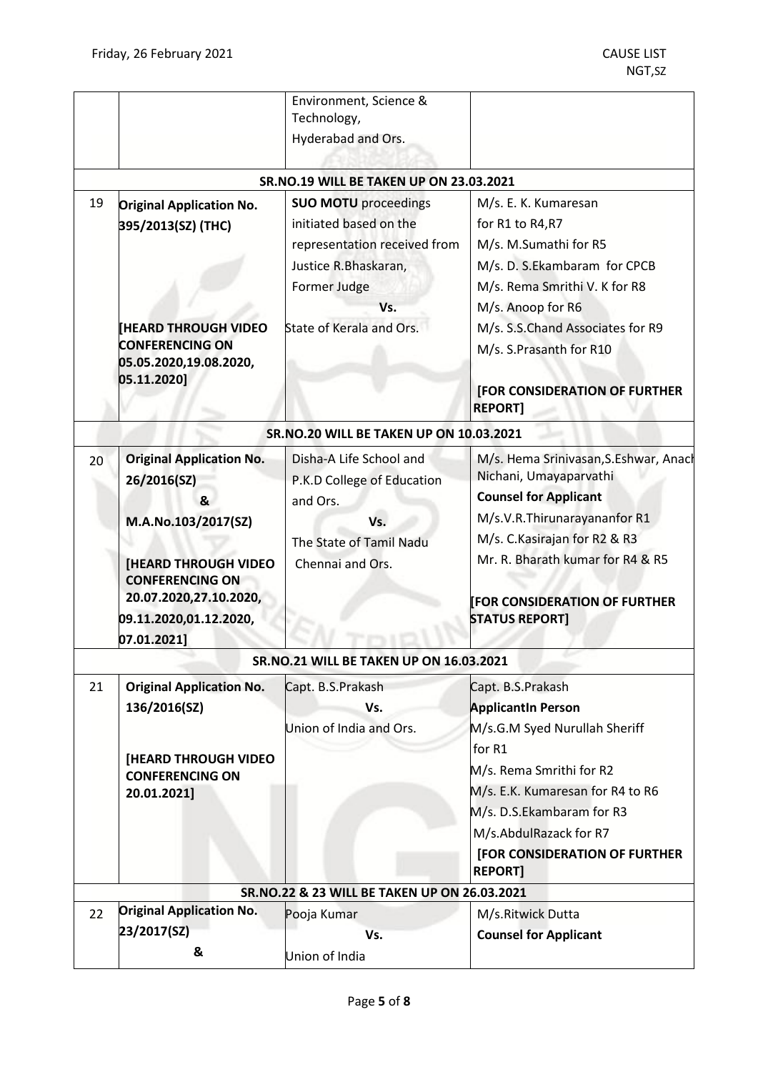| | | | |
|---|---|---|---|
| | | Environment, Science & Technology,<br>Hyderabad and Ors. | |
| **SR.NO.19 WILL BE TAKEN UP ON 23.03.2021** | | | |
| 19 | **Original Application No. 395/2013(SZ) (THC)**<br><br>**[HEARD THROUGH VIDEO CONFERENCING ON 05.05.2020,19.08.2020, 05.11.2020]** | **SUO MOTU** proceedings initiated based on the representation received from Justice R.Bhaskaran, Former Judge<br>**Vs.**<br>State of Kerala and Ors. | M/s. E. K. Kumaresan for R1 to R4,R7<br>M/s. M.Sumathi for R5<br>M/s. D. S.Ekambaram for CPCB<br>M/s. Rema Smrithi V. K for R8<br>M/s. Anoop for R6<br>M/s. S.S.Chand Associates for R9<br>M/s. S.Prasanth for R10<br><br>**[FOR CONSIDERATION OF FURTHER REPORT]** |
| **SR.NO.20 WILL BE TAKEN UP ON 10.03.2021** | | | |
| 20 | **Original Application No. 26/2016(SZ)**<br>**&**<br>**M.A.No.103/2017(SZ)**<br><br>**[HEARD THROUGH VIDEO CONFERENCING ON 20.07.2020,27.10.2020, 09.11.2020,01.12.2020, 07.01.2021]** | Disha-A Life School and P.K.D College of Education and Ors.<br>**Vs.**<br>The State of Tamil Nadu Chennai and Ors. | M/s. Hema Srinivasan,S.Eshwar, Anach Nichani, Umayaparvathi<br>**Counsel for Applicant**<br>M/s.V.R.Thirunarayananfor R1<br>M/s. C.Kasirajan for R2 & R3<br>Mr. R. Bharath kumar for R4 & R5<br><br>**[FOR CONSIDERATION OF FURTHER STATUS REPORT]** |
| **SR.NO.21 WILL BE TAKEN UP ON 16.03.2021** | | | |
| 21 | **Original Application No. 136/2016(SZ)**<br><br>**[HEARD THROUGH VIDEO CONFERENCING ON 20.01.2021]** | Capt. B.S.Prakash<br>**Vs.**<br>Union of India and Ors. | Capt. B.S.Prakash<br>**ApplicantIn Person**<br>M/s.G.M Syed Nurullah Sheriff for R1<br>M/s. Rema Smrithi for R2<br>M/s. E.K. Kumaresan for R4 to R6<br>M/s. D.S.Ekambaram for R3<br>M/s.AbdulRazack for R7<br>**[FOR CONSIDERATION OF FURTHER REPORT]** |
| **SR.NO.22 & 23 WILL BE TAKEN UP ON 26.03.2021** | | | |
| 22 | **Original Application No. 23/2017(SZ)**<br>**&** | Pooja Kumar<br>**Vs.**<br>Union of India | M/s.Ritwick Dutta<br>**Counsel for Applicant** |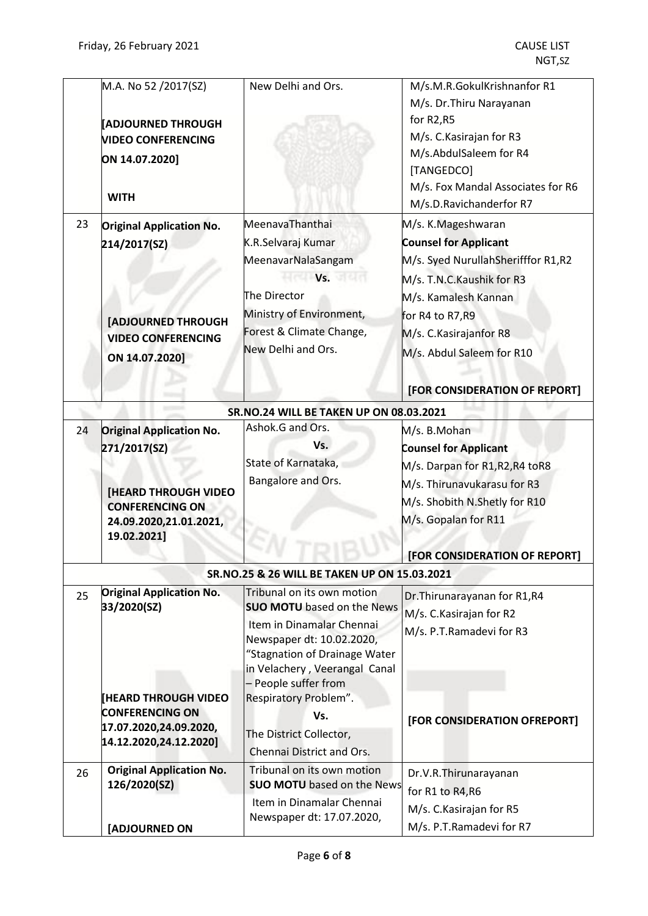| | | | |
|---|---|---|---|
| | M.A. No 52 /2017(SZ)<br><br>**[ADJOURNED THROUGH VIDEO CONFERENCING ON 14.07.2020]**<br><br>**WITH** | New Delhi and Ors. | M/s.M.R.GokulKrishnanfor R1<br>M/s. Dr.Thiru Narayanan for R2,R5<br>M/s. C.Kasirajan for R3<br>M/s.AbdulSaleem for R4 [TANGEDCO]<br>M/s. Fox Mandal Associates for R6<br>M/s.D.Ravichanderfor R7 |
| 23 | **Original Application No. 214/2017(SZ)**<br><br>**[ADJOURNED THROUGH VIDEO CONFERENCING ON 14.07.2020]** | MeenavaThanthai K.R.Selvaraj Kumar MeenavarNalaSangam<br>**Vs.**<br>The Director Ministry of Environment, Forest & Climate Change, New Delhi and Ors. | M/s. K.Mageshwaran<br>**Counsel for Applicant**<br>M/s. Syed NurullahSherifffor R1,R2<br>M/s. T.N.C.Kaushik for R3<br>M/s. Kamalesh Kannan for R4 to R7,R9<br>M/s. C.Kasirajanfor R8<br>M/s. Abdul Saleem for R10<br><br>**[FOR CONSIDERATION OF REPORT]** |
| | | **SR.NO.24 WILL BE TAKEN UP ON 08.03.2021** | |
| 24 | **Original Application No. 271/2017(SZ)**<br><br>**[HEARD THROUGH VIDEO CONFERENCING ON 24.09.2020,21.01.2021, 19.02.2021]** | Ashok.G and Ors.<br>**Vs.**<br>State of Karnataka, Bangalore and Ors. | M/s. B.Mohan<br>**Counsel for Applicant**<br>M/s. Darpan for R1,R2,R4 toR8<br>M/s. Thirunavukarasu for R3<br>M/s. Shobith N.Shetly for R10<br>M/s. Gopalan for R11<br><br>**[FOR CONSIDERATION OF REPORT]** |
| | | **SR.NO.25 & 26 WILL BE TAKEN UP ON 15.03.2021** | |
| 25 | **Original Application No. 33/2020(SZ)**<br><br>**[HEARD THROUGH VIDEO CONFERENCING ON 17.07.2020,24.09.2020, 14.12.2020,24.12.2020]** | Tribunal on its own motion **SUO MOTU** based on the News Item in Dinamalar Chennai Newspaper dt: 10.02.2020, "Stagnation of Drainage Water in Velachery , Veerangal Canal – People suffer from Respiratory Problem".<br>**Vs.**<br>The District Collector, Chennai District and Ors. | Dr.Thirunarayanan for R1,R4<br>M/s. C.Kasirajan for R2<br>M/s. P.T.Ramadevi for R3<br><br>**[FOR CONSIDERATION OFREPORT]** |
| 26 | **Original Application No. 126/2020(SZ)**<br><br>**[ADJOURNED ON** | Tribunal on its own motion **SUO MOTU** based on the News Item in Dinamalar Chennai Newspaper dt: 17.07.2020, | Dr.V.R.Thirunarayanan for R1 to R4,R6<br>M/s. C.Kasirajan for R5<br>M/s. P.T.Ramadevi for R7 |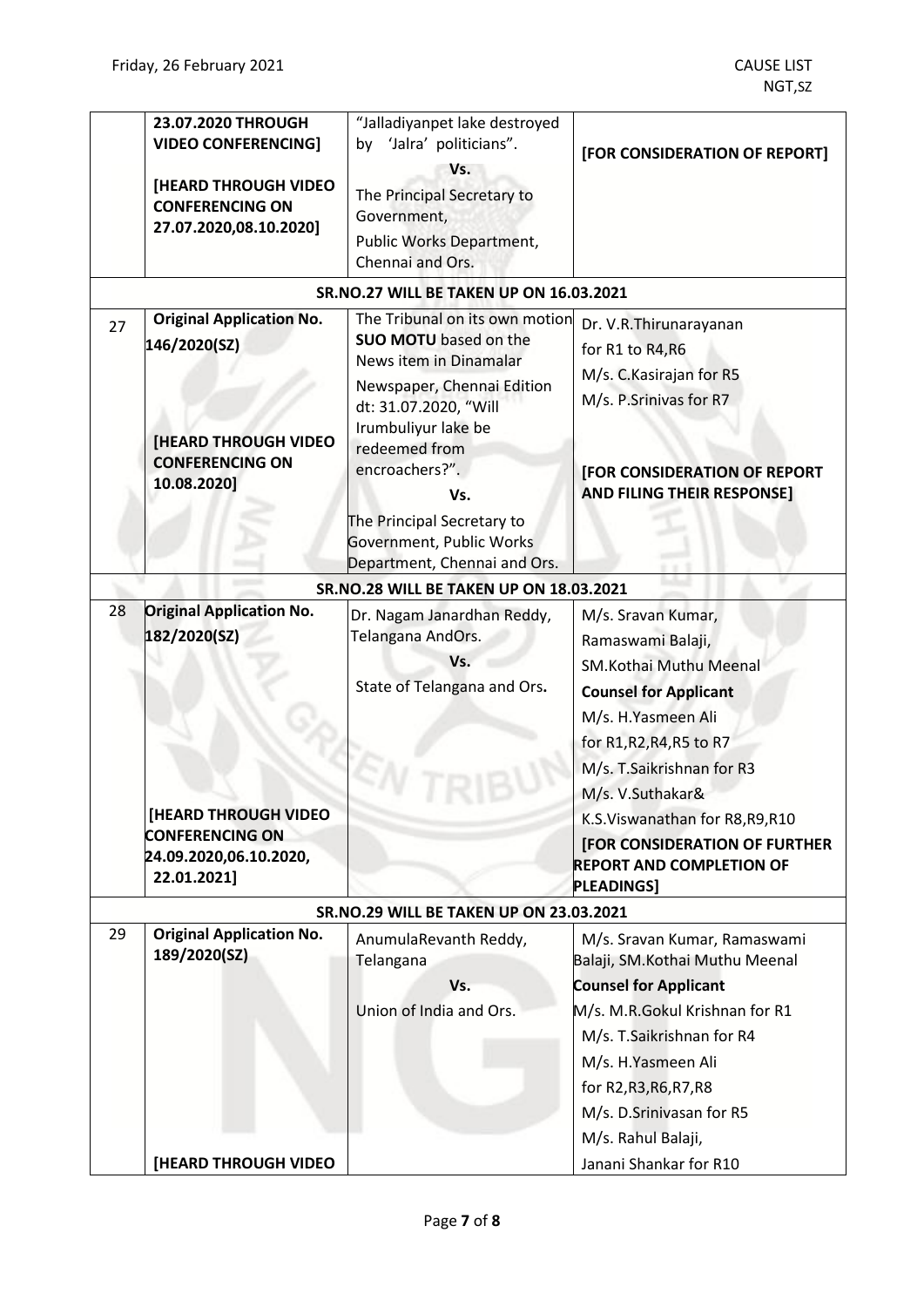| | | | |
|---|---|---|---|
| | **23.07.2020 THROUGH VIDEO CONFERENCING]**<br><br>**[HEARD THROUGH VIDEO CONFERENCING ON 27.07.2020,08.10.2020]** | "Jalladiyanpet lake destroyed by 'Jalra' politicians".<br>**Vs.**<br>The Principal Secretary to Government,<br>Public Works Department, Chennai and Ors. | **[FOR CONSIDERATION OF REPORT]** |
| **SR.NO.27 WILL BE TAKEN UP ON 16.03.2021** | | | |
| 27 | **Original Application No. 146/2020(SZ)**<br><br>**[HEARD THROUGH VIDEO CONFERENCING ON 10.08.2020]** | The Tribunal on its own motion **SUO MOTU** based on the News item in Dinamalar Newspaper, Chennai Edition dt: 31.07.2020, "Will Irumbuliyur lake be redeemed from encroachers?".<br>**Vs.**<br>The Principal Secretary to Government, Public Works Department, Chennai and Ors. | Dr. V.R.Thirunarayanan for R1 to R4,R6<br>M/s. C.Kasirajan for R5<br>M/s. P.Srinivas for R7<br><br>**[FOR CONSIDERATION OF REPORT AND FILING THEIR RESPONSE]** |
| **SR.NO.28 WILL BE TAKEN UP ON 18.03.2021** | | | |
| 28 | **Original Application No. 182/2020(SZ)**<br><br>**[HEARD THROUGH VIDEO CONFERENCING ON 24.09.2020,06.10.2020, 22.01.2021]** | Dr. Nagam Janardhan Reddy, Telangana AndOrs.<br>**Vs.**<br>State of Telangana and Ors**.** | M/s. Sravan Kumar,<br>Ramaswami Balaji,<br>SM.Kothai Muthu Meenal<br>**Counsel for Applicant**<br>M/s. H.Yasmeen Ali<br>for R1,R2,R4,R5 to R7<br>M/s. T.Saikrishnan for R3<br>M/s. V.Suthakar&<br>K.S.Viswanathan for R8,R9,R10<br>**[FOR CONSIDERATION OF FURTHER REPORT AND COMPLETION OF PLEADINGS]** |
| **SR.NO.29 WILL BE TAKEN UP ON 23.03.2021** | | | |
| 29 | **Original Application No. 189/2020(SZ)**<br><br>**[HEARD THROUGH VIDEO** | AnumulaRevanth Reddy, Telangana<br>**Vs.**<br>Union of India and Ors. | M/s. Sravan Kumar, Ramaswami Balaji, SM.Kothai Muthu Meenal<br>**Counsel for Applicant**<br>M/s. M.R.Gokul Krishnan for R1<br>M/s. T.Saikrishnan for R4<br>M/s. H.Yasmeen Ali<br>for R2,R3,R6,R7,R8<br>M/s. D.Srinivasan for R5<br>M/s. Rahul Balaji,<br>Janani Shankar for R10 |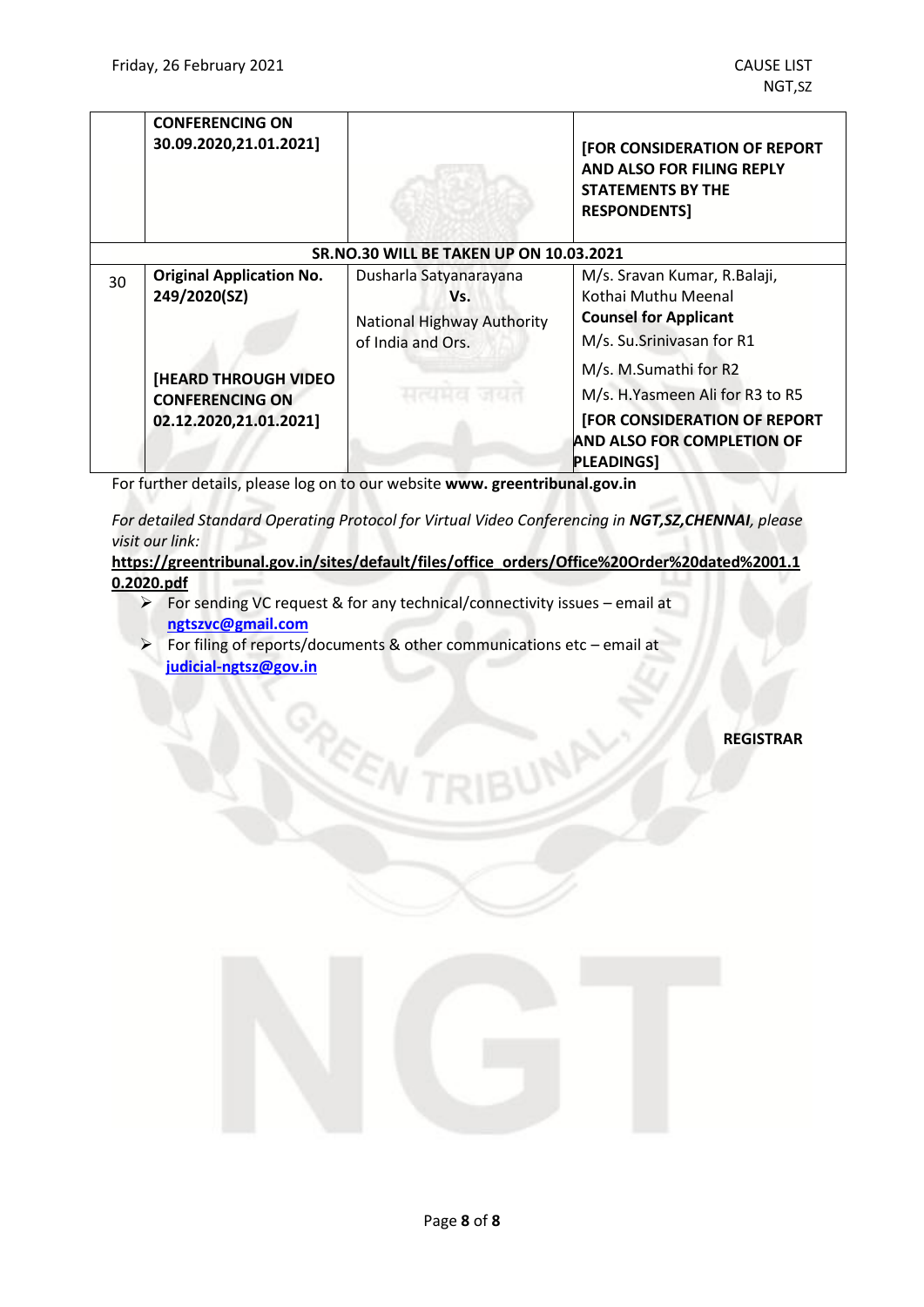| | | | |
|---|---|---|---|
| | **CONFERENCING ON 30.09.2020,21.01.2021]** | | **[FOR CONSIDERATION OF REPORT AND ALSO FOR FILING REPLY STATEMENTS BY THE RESPONDENTS]** |
| **SR.NO.30 WILL BE TAKEN UP ON 10.03.2021** | | | |
| 30 | **Original Application No. 249/2020(SZ)**<br><br>**[HEARD THROUGH VIDEO CONFERENCING ON 02.12.2020,21.01.2021]** | Dusharla Satyanarayana<br>**Vs.**<br>National Highway Authority of India and Ors. | M/s. Sravan Kumar, R.Balaji, Kothai Muthu Meenal<br>**Counsel for Applicant**<br>M/s. Su.Srinivasan for R1<br>M/s. M.Sumathi for R2<br>M/s. H.Yasmeen Ali for R3 to R5<br>**[FOR CONSIDERATION OF REPORT AND ALSO FOR COMPLETION OF PLEADINGS]** |

For further details, please log on to our website **www. greentribunal.gov.in**

*For detailed Standard Operating Protocol for Virtual Video Conferencing in **NGT,SZ,CHENNAI**, please visit our link:*

**https://greentribunal.gov.in/sites/default/files/office_orders/Office%20Order%20dated%2001.10.2020.pdf**

- For sending VC request & for any technical/connectivity issues – email at **ngtszvc@gmail.com**
- For filing of reports/documents & other communications etc – email at **judicial-ngtsz@gov.in**

**REGISTRAR**